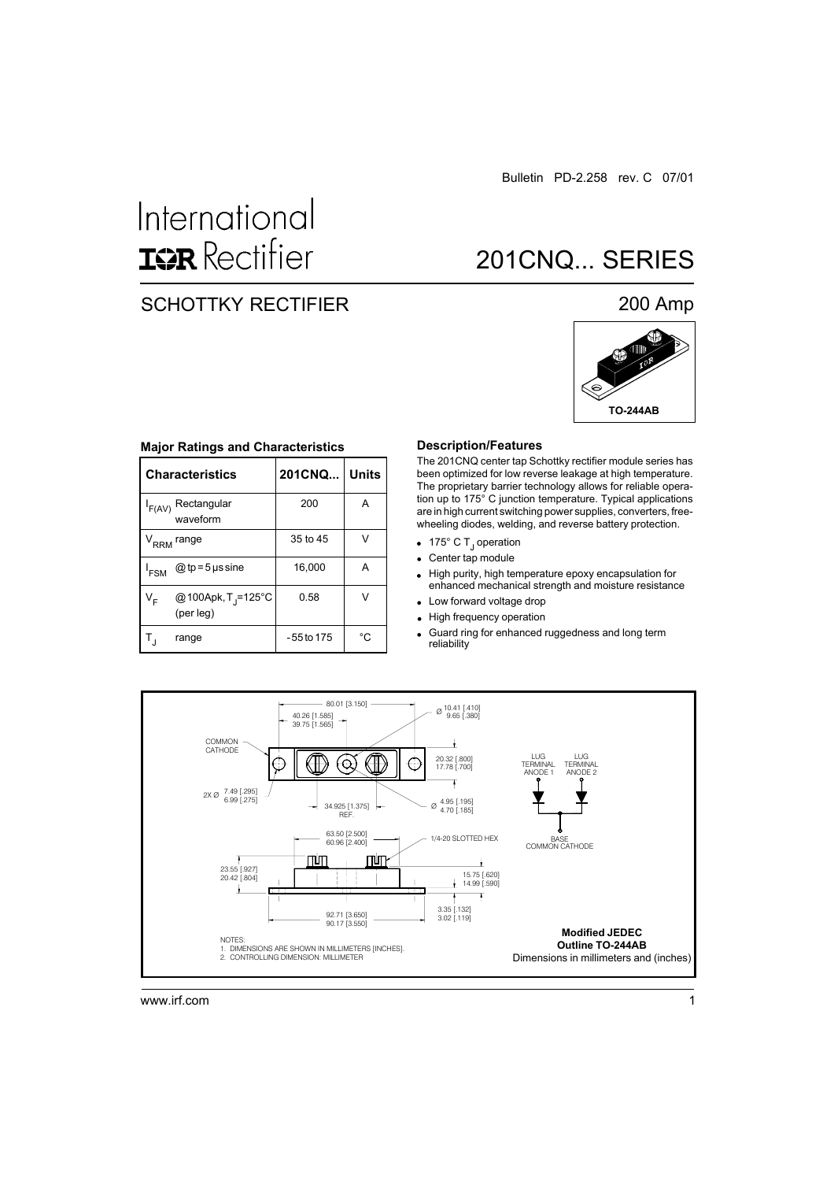Bulletin PD-2.258 rev. C 07/01

International IOR Rectifier

# 201CNQ... SERIES

## SCHOTTKY RECTIFIER

## 200 Amp

TO-244AB

### Major Ratings and Characteristics

| Characteristics | 201CNQ... | Units |
|---|---|---|
| $I_{F(AV)}$ Rectangular waveform | 200 | A |
| $V_{RRM}$ range | 35 to 45 | V |
| $I_{FSM}$ @ tp = 5 µs sine | 16,000 | A |
| $V_F$ @100Apk, $T_J$=125°C (per leg) | 0.58 | V |
| $T_J$ range | - 55 to 175 | °C |

### Description/Features

The 201CNQ center tap Schottky rectifier module series has been optimized for low reverse leakage at high temperature. The proprietary barrier technology allows for reliable operation up to 175° C junction temperature. Typical applications are in high current switching power supplies, converters, free-wheeling diodes, welding, and reverse battery protection.

- 175° C $T_J$ operation
- Center tap module
- High purity, high temperature epoxy encapsulation for enhanced mechanical strength and moisture resistance
- Low forward voltage drop
- High frequency operation
- Guard ring for enhanced ruggedness and long term reliability

80.01 [3.150]
40.26 [1.585]
39.75 [1.565]
Ø 10.41 [.410]
9.65 [.380]
COMMON CATHODE
20.32 [.800]
17.78 [.700]
2X Ø 7.49 [.295]
6.99 [.275]
34.925 [1.375] REF.
Ø 4.95 [.195]
4.70 [.185]
63.50 [2.500]
60.96 [2.400]
1/4-20 SLOTTED HEX
23.55 [.927]
20.42 [.804]
15.75 [.620]
14.99 [.590]
3.35 [.132]
3.02 [.119]
92.71 [3.650]
90.17 [3.550]

LUG TERMINAL ANODE 1
LUG TERMINAL ANODE 2
BASE COMMON CATHODE

NOTES:
1. DIMENSIONS ARE SHOWN IN MILLIMETERS [INCHES].
2. CONTROLLING DIMENSION: MILLIMETER

**Modified JEDEC Outline TO-244AB**
Dimensions in millimeters and (inches)

www.irf.com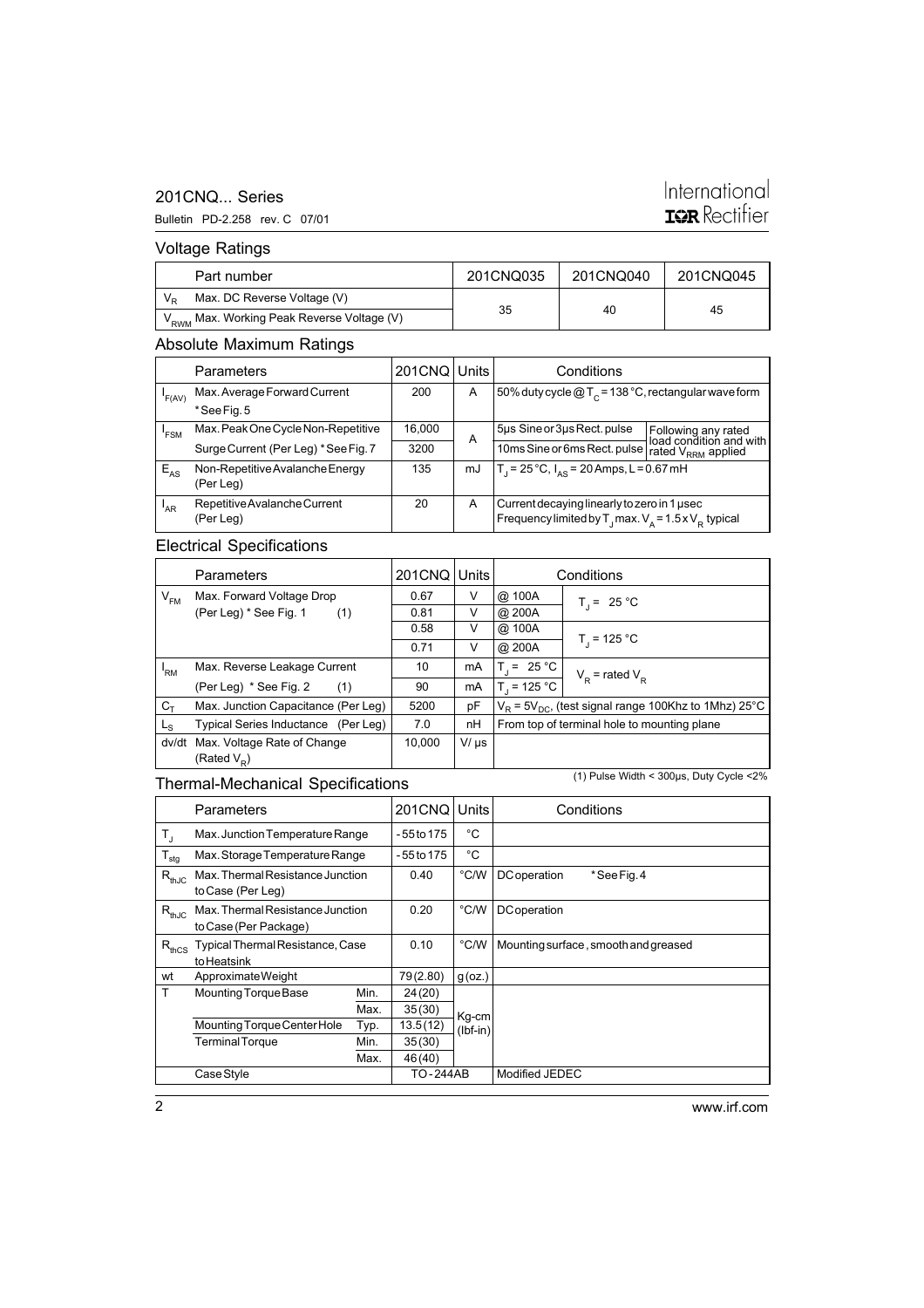## Voltage Ratings

| | Part number | 201CNQ035 | 201CNQ040 | 201CNQ045 |
|---|---|---|---|---|
| $V_R$ | Max. DC Reverse Voltage (V) | 35 | 40 | 45 |
| $V_{RWM}$ | Max. Working Peak Reverse Voltage (V) | | | |

## Absolute Maximum Ratings

| | Parameters | 201CNQ | Units | Conditions | |
|---|---|---|---|---|---|
| $I_{F(AV)}$ | Max. Average Forward Current * See Fig. 5 | 200 | A | 50% duty cycle @ $T_C$ = 138 °C, rectangular wave form | |
| $I_{FSM}$ | Max. Peak One Cycle Non-Repetitive | 16,000 | A | 5µs Sine or 3µs Rect. pulse | Following any rated load condition and with rated $V_{RRM}$ applied |
| | Surge Current (Per Leg) * See Fig. 7 | 3200 | | 10ms Sine or 6ms Rect. pulse | |
| $E_{AS}$ | Non-Repetitive Avalanche Energy (Per Leg) | 135 | mJ | $T_J$ = 25 °C, $I_{AS}$ = 20 Amps, L = 0.67 mH | |
| $I_{AR}$ | Repetitive Avalanche Current (Per Leg) | 20 | A | Current decaying linearly to zero in 1 µsec. Frequency limited by $T_J$ max. $V_A$ = 1.5 x $V_R$ typical | |

## Electrical Specifications

| | Parameters | 201CNQ | Units | Conditions | |
|---|---|---|---|---|---|
| $V_{FM}$ | Max. Forward Voltage Drop | 0.67 | V | @ 100A | $T_J$ = 25 °C |
| | (Per Leg) * See Fig. 1 (1) | 0.81 | V | @ 200A | |
| | | 0.58 | V | @ 100A | $T_J$ = 125 °C |
| | | 0.71 | V | @ 200A | |
| $I_{RM}$ | Max. Reverse Leakage Current | 10 | mA | $T_J$ = 25 °C | $V_R$ = rated $V_R$ |
| | (Per Leg) * See Fig. 2 (1) | 90 | mA | $T_J$ = 125 °C | |
| $C_T$ | Max. Junction Capacitance (Per Leg) | 5200 | pF | $V_R$ = 5$V_{DC}$, (test signal range 100Khz to 1Mhz) 25°C | |
| $L_S$ | Typical Series Inductance (Per Leg) | 7.0 | nH | From top of terminal hole to mounting plane | |
| dv/dt | Max. Voltage Rate of Change (Rated $V_R$) | 10,000 | V/ µs | | |

(1) Pulse Width < 300µs, Duty Cycle <2%

## Thermal-Mechanical Specifications

| | Parameters | | 201CNQ | Units | Conditions |
|---|---|---|---|---|---|
| $T_J$ | Max. Junction Temperature Range | | -55 to 175 | °C | |
| $T_{stg}$ | Max. Storage Temperature Range | | -55 to 175 | °C | |
| $R_{thJC}$ | Max. Thermal Resistance Junction to Case (Per Leg) | | 0.40 | °C/W | DC operation * See Fig. 4 |
| $R_{thJC}$ | Max. Thermal Resistance Junction to Case (Per Package) | | 0.20 | °C/W | DC operation |
| $R_{thCS}$ | Typical Thermal Resistance, Case to Heatsink | | 0.10 | °C/W | Mounting surface, smooth and greased |
| wt | Approximate Weight | | 79 (2.80) | g (oz.) | |
| T | Mounting Torque Base | Min. | 24 (20) | Kg-cm (lbf-in) | |
| | | Max. | 35 (30) | | |
| | Mounting Torque Center Hole | Typ. | 13.5 (12) | | |
| | Terminal Torque | Min. | 35 (30) | | |
| | | Max. | 46 (40) | | |
| | Case Style | | TO-244AB | | Modified JEDEC |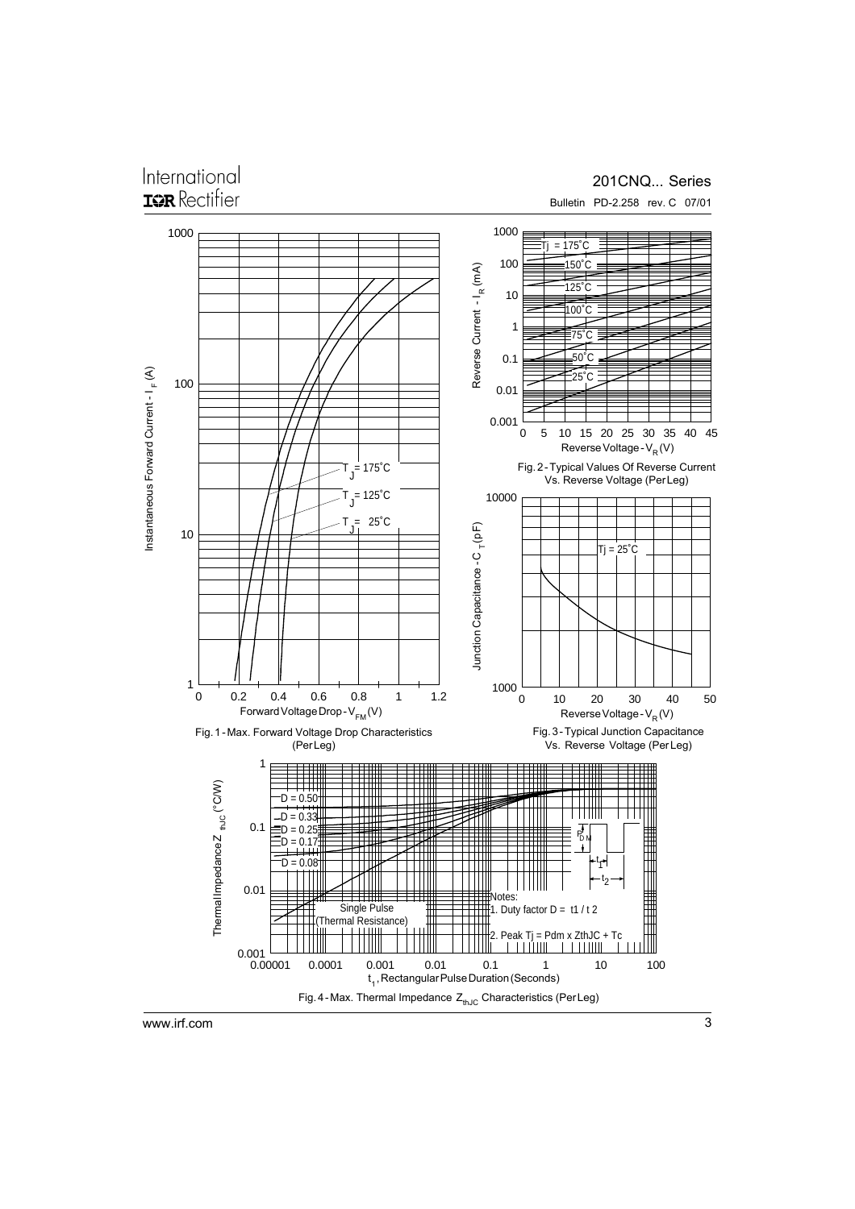Fig. 1 - Max. Forward Voltage Drop Characteristics (Per Leg)

Fig. 2 - Typical Values Of Reverse Current Vs. Reverse Voltage (Per Leg)

Fig. 3 - Typical Junction Capacitance Vs. Reverse Voltage (Per Leg)

Fig. 4 - Max. Thermal Impedance $Z_{thJC}$ Characteristics (Per Leg)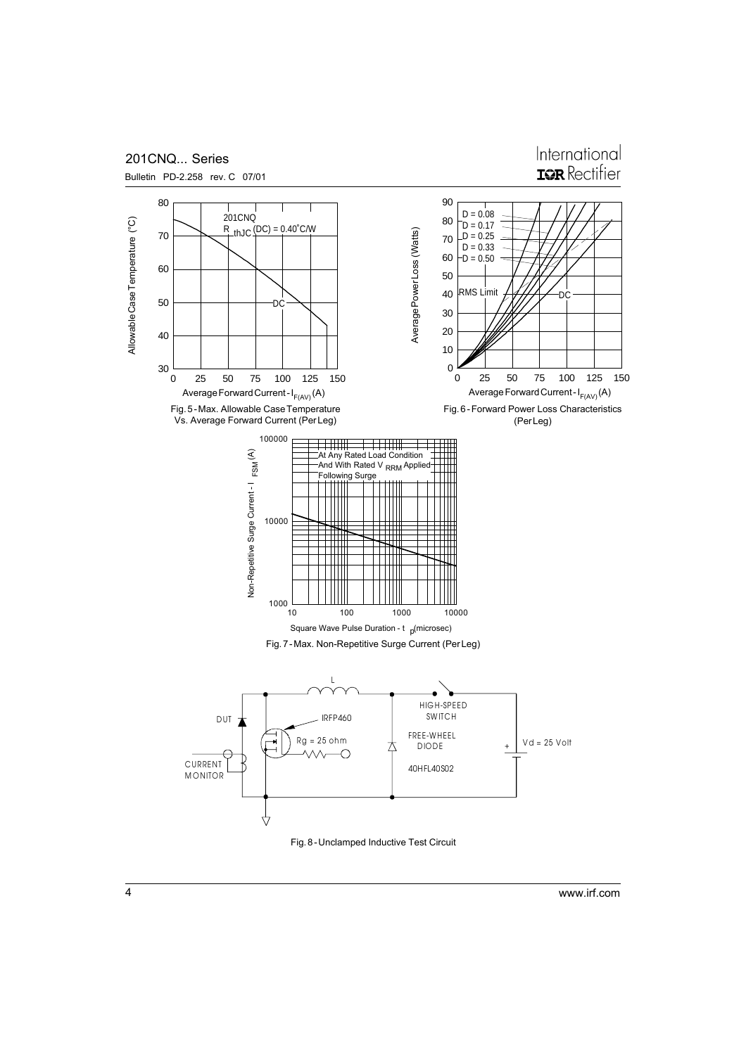Fig. 5 - Max. Allowable Case Temperature Vs. Average Forward Current (Per Leg)

Fig. 6 - Forward Power Loss Characteristics (Per Leg)

Fig. 7 - Max. Non-Repetitive Surge Current (Per Leg)

Fig. 8 - Unclamped Inductive Test Circuit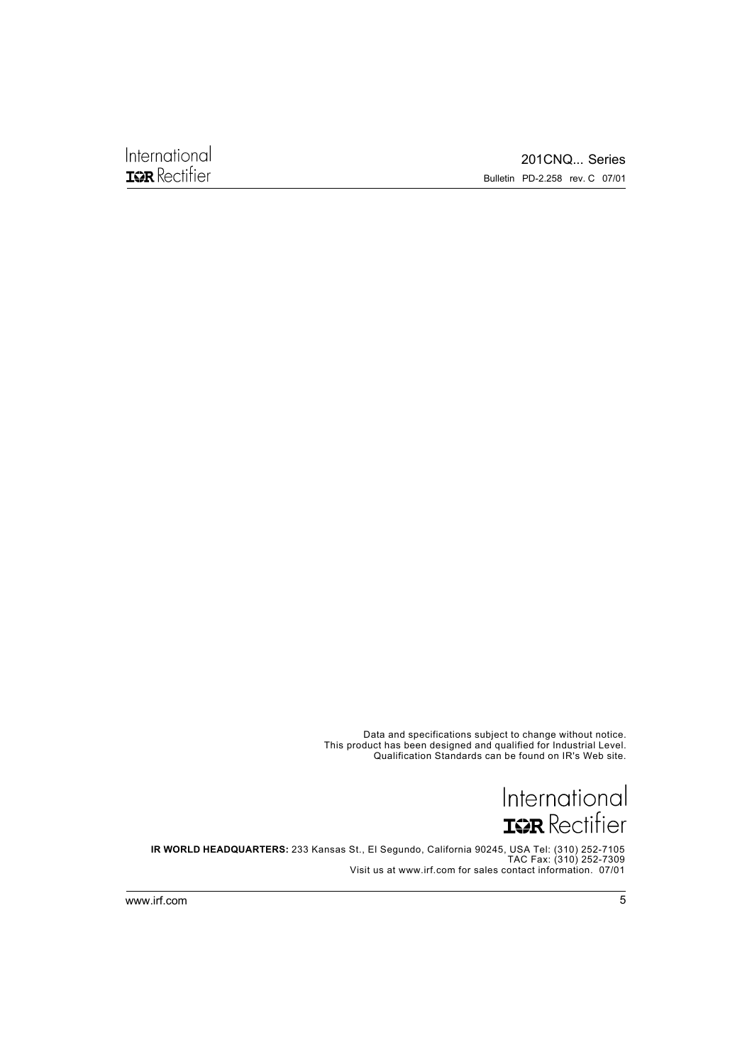Data and specifications subject to change without notice.
This product has been designed and qualified for Industrial Level.
Qualification Standards can be found on IR's Web site.

International
IGR Rectifier

**IR WORLD HEADQUARTERS:** 233 Kansas St., El Segundo, California 90245, USA Tel: (310) 252-7105
TAC Fax: (310) 252-7309
Visit us at www.irf.com for sales contact information. 07/01